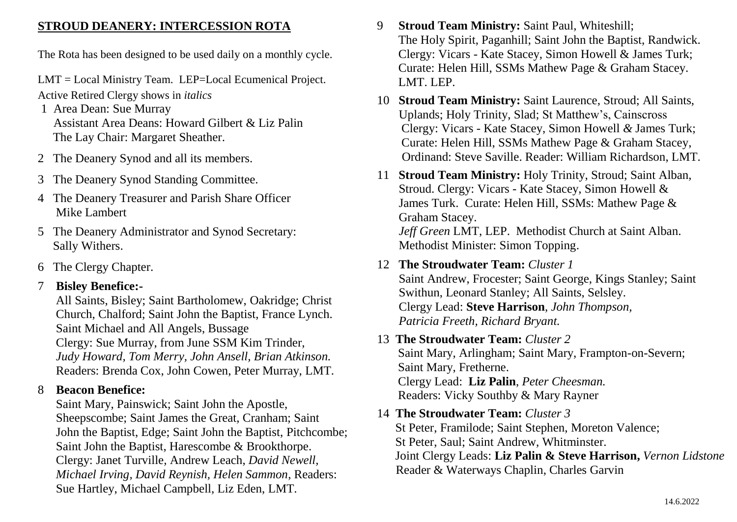## STROUD DEANERY: INTERCESSION ROTA

The Rota has been designed to be used daily on a monthly cycle.

LMT = Local Ministry Team. LEP=Local Ecumenical Project.
Active Retired Clergy shows in *italics*

1. Area Dean: Sue Murray
   Assistant Area Deans: Howard Gilbert & Liz Palin
   The Lay Chair: Margaret Sheather.
2. The Deanery Synod and all its members.
3. The Deanery Synod Standing Committee.
4. The Deanery Treasurer and Parish Share Officer
   Mike Lambert
5. The Deanery Administrator and Synod Secretary:
   Sally Withers.
6. The Clergy Chapter.
7. **Bisley Benefice:-**
   All Saints, Bisley; Saint Bartholomew, Oakridge; Christ Church, Chalford; Saint John the Baptist, France Lynch. Saint Michael and All Angels, Bussage
   Clergy: Sue Murray, from June SSM Kim Trinder, *Judy Howard, Tom Merry, John Ansell, Brian Atkinson.*
   Readers: Brenda Cox, John Cowen, Peter Murray, LMT.
8. **Beacon Benefice:**
   Saint Mary, Painswick; Saint John the Apostle, Sheepscombe; Saint James the Great, Cranham; Saint John the Baptist, Edge; Saint John the Baptist, Pitchcombe; Saint John the Baptist, Harescombe & Brookthorpe.
   Clergy: Janet Turville, Andrew Leach, *David Newell, Michael Irving, David Reynish, Helen Sammon*, Readers: Sue Hartley, Michael Campbell, Liz Eden, LMT.
9. **Stroud Team Ministry:** Saint Paul, Whiteshill; The Holy Spirit, Paganhill; Saint John the Baptist, Randwick.
   Clergy: Vicars - Kate Stacey, Simon Howell & James Turk; Curate: Helen Hill, SSMs Mathew Page & Graham Stacey.
   LMT. LEP.
10. **Stroud Team Ministry:** Saint Laurence, Stroud; All Saints, Uplands; Holy Trinity, Slad; St Matthew's, Cainscross
    Clergy: Vicars - Kate Stacey, Simon Howell & James Turk; Curate: Helen Hill, SSMs Mathew Page & Graham Stacey, Ordinand: Steve Saville. Reader: William Richardson, LMT.
11. **Stroud Team Ministry:** Holy Trinity, Stroud; Saint Alban, Stroud. Clergy: Vicars - Kate Stacey, Simon Howell & James Turk. Curate: Helen Hill, SSMs: Mathew Page & Graham Stacey.
    *Jeff Green* LMT, LEP. Methodist Church at Saint Alban. Methodist Minister: Simon Topping.
12. **The Stroudwater Team:** *Cluster 1*
    Saint Andrew, Frocester; Saint George, Kings Stanley; Saint Swithun, Leonard Stanley; All Saints, Selsley.
    Clergy Lead: **Steve Harrison**, *John Thompson, Patricia Freeth, Richard Bryant.*
13. **The Stroudwater Team:** *Cluster 2*
    Saint Mary, Arlingham; Saint Mary, Frampton-on-Severn; Saint Mary, Fretherne.
    Clergy Lead: **Liz Palin**, *Peter Cheesman.*
    Readers: Vicky Southby & Mary Rayner
14. **The Stroudwater Team:** *Cluster 3*
    St Peter, Framilode; Saint Stephen, Moreton Valence; St Peter, Saul; Saint Andrew, Whitminster.
    Joint Clergy Leads: **Liz Palin & Steve Harrison,** *Vernon Lidstone*
    Reader & Waterways Chaplin, Charles Garvin

14.6.2022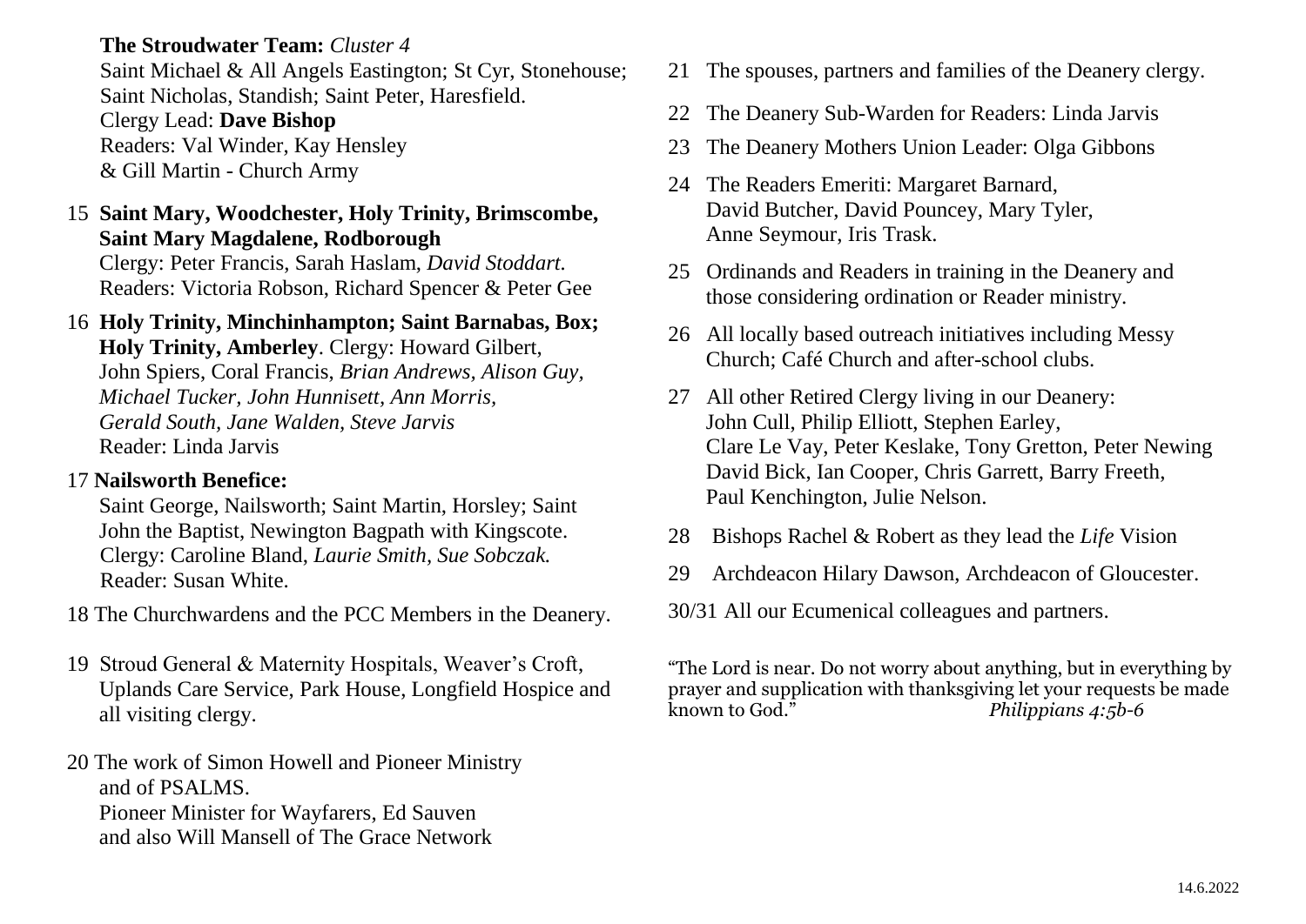**The Stroudwater Team:** *Cluster 4*
Saint Michael & All Angels Eastington; St Cyr, Stonehouse; Saint Nicholas, Standish; Saint Peter, Haresfield.
Clergy Lead: **Dave Bishop**
Readers: Val Winder, Kay Hensley
& Gill Martin - Church Army

15 **Saint Mary, Woodchester, Holy Trinity, Brimscombe, Saint Mary Magdalene, Rodborough**
Clergy: Peter Francis, Sarah Haslam, *David Stoddart.*
Readers: Victoria Robson, Richard Spencer & Peter Gee

16 **Holy Trinity, Minchinhampton; Saint Barnabas, Box; Holy Trinity, Amberley**. Clergy: Howard Gilbert, John Spiers, Coral Francis, *Brian Andrews, Alison Guy, Michael Tucker, John Hunnisett, Ann Morris, Gerald South, Jane Walden, Steve Jarvis*
Reader: Linda Jarvis

17 **Nailsworth Benefice:**
Saint George, Nailsworth; Saint Martin, Horsley; Saint John the Baptist, Newington Bagpath with Kingscote.
Clergy: Caroline Bland, *Laurie Smith, Sue Sobczak.*
Reader: Susan White.

18 The Churchwardens and the PCC Members in the Deanery.

19 Stroud General & Maternity Hospitals, Weaver's Croft, Uplands Care Service, Park House, Longfield Hospice and all visiting clergy.

20 The work of Simon Howell and Pioneer Ministry and of PSALMS.
Pioneer Minister for Wayfarers, Ed Sauven
and also Will Mansell of The Grace Network

21 The spouses, partners and families of the Deanery clergy.

22 The Deanery Sub-Warden for Readers: Linda Jarvis

23 The Deanery Mothers Union Leader: Olga Gibbons

24 The Readers Emeriti: Margaret Barnard, David Butcher, David Pouncey, Mary Tyler, Anne Seymour, Iris Trask.

25 Ordinands and Readers in training in the Deanery and those considering ordination or Reader ministry.

26 All locally based outreach initiatives including Messy Church; Café Church and after-school clubs.

27 All other Retired Clergy living in our Deanery: John Cull, Philip Elliott, Stephen Earley, Clare Le Vay, Peter Keslake, Tony Gretton, Peter Newing David Bick, Ian Cooper, Chris Garrett, Barry Freeth, Paul Kenchington, Julie Nelson.

28 Bishops Rachel & Robert as they lead the *Life* Vision

29 Archdeacon Hilary Dawson, Archdeacon of Gloucester.

30/31 All our Ecumenical colleagues and partners.

"The Lord is near. Do not worry about anything, but in everything by prayer and supplication with thanksgiving let your requests be made known to God." *Philippians 4:5b-6*

14.6.2022